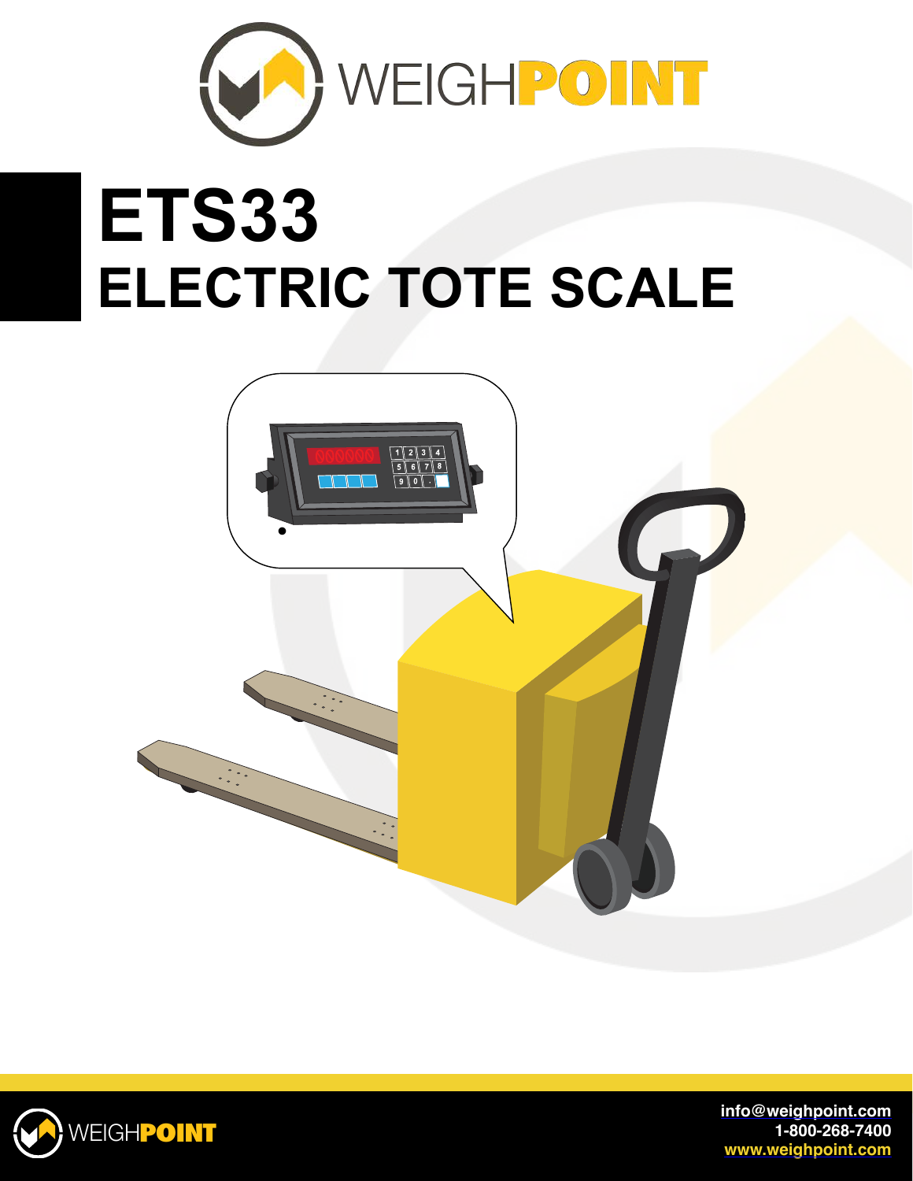WEIGHPOINT

# ETS33

# ELECTRIC TOTE SCALE

info@weighpoint.com
1-800-268-7400
www.weighpoint.com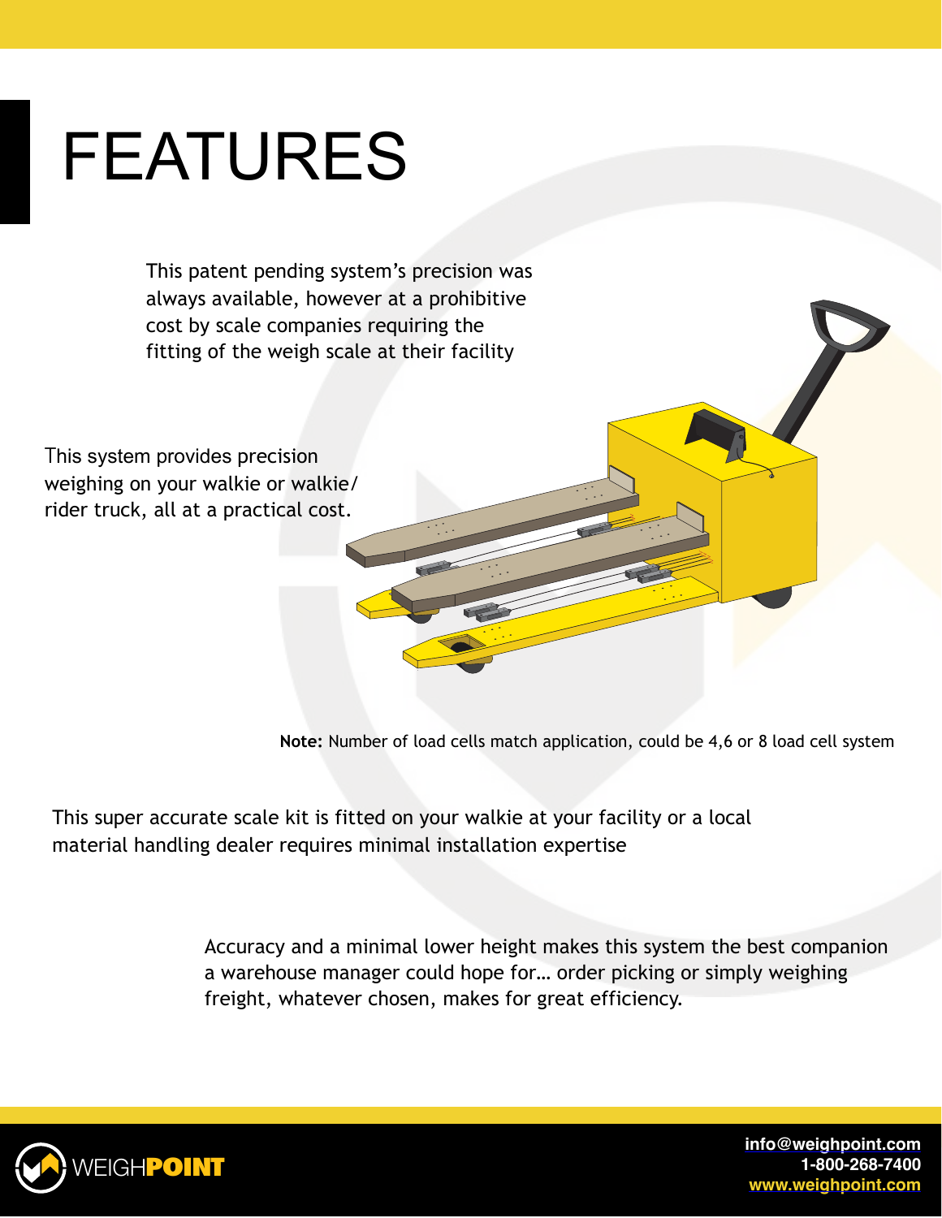# FEATURES

This patent pending system's precision was always available, however at a prohibitive cost by scale companies requiring the fitting of the weigh scale at their facility

This system provides precision weighing on your walkie or walkie/rider truck, all at a practical cost.

**Note:** Number of load cells match application, could be 4,6 or 8 load cell system

This super accurate scale kit is fitted on your walkie at your facility or a local material handling dealer requires minimal installation expertise

Accuracy and a minimal lower height makes this system the best companion a warehouse manager could hope for... order picking or simply weighing freight, whatever chosen, makes for great efficiency.

WEIGH**POINT**

info@weighpoint.com
1-800-268-7400
www.weighpoint.com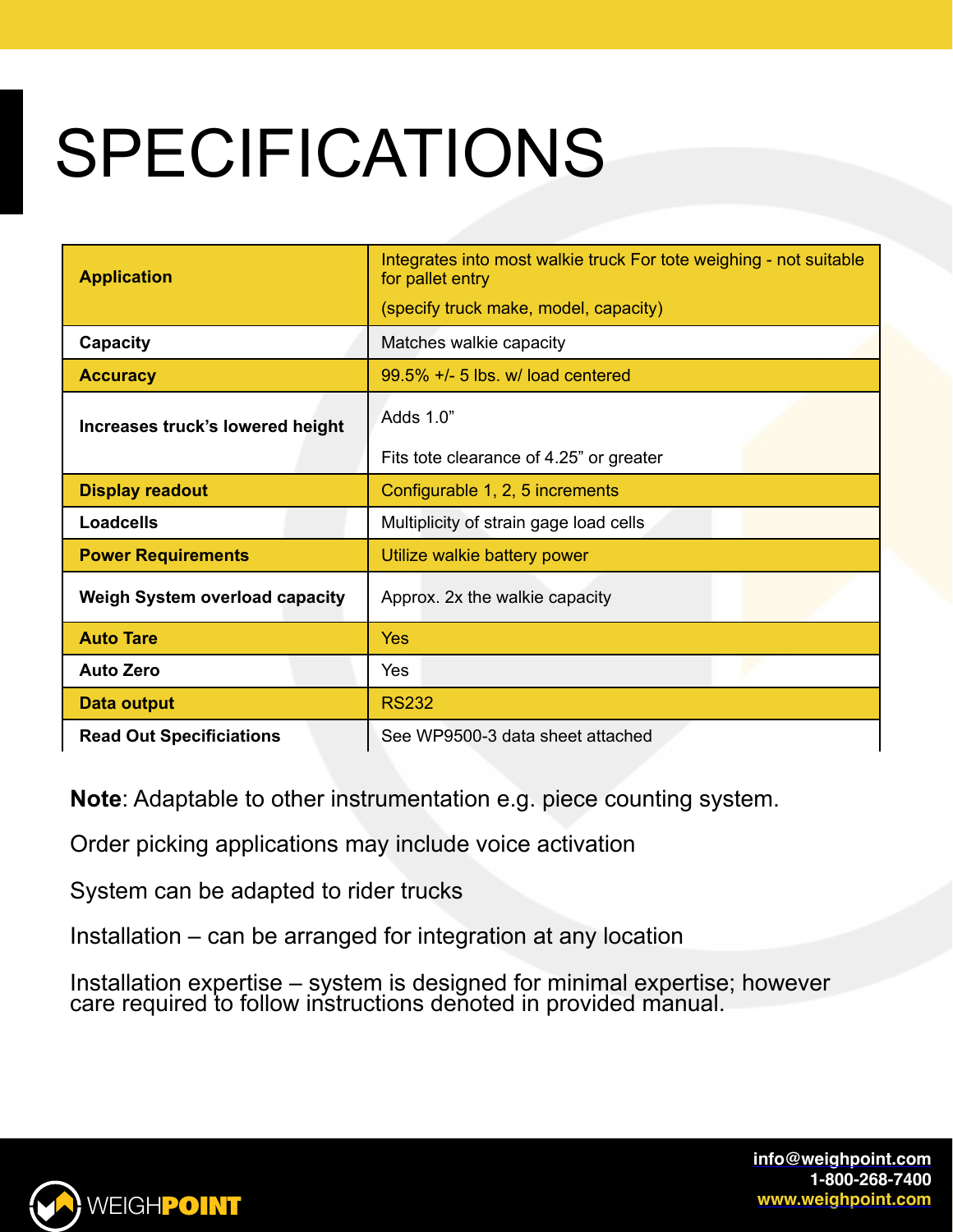# SPECIFICATIONS

| | |
|---|---|
| **Application** | Integrates into most walkie truck For tote weighing - not suitable for pallet entry<br><br>(specify truck make, model, capacity) |
| **Capacity** | Matches walkie capacity |
| **Accuracy** | 99.5% +/- 5 lbs. w/ load centered |
| **Increases truck's lowered height** | Adds 1.0"<br><br>Fits tote clearance of 4.25" or greater |
| **Display readout** | Configurable 1, 2, 5 increments |
| **Loadcells** | Multiplicity of strain gage load cells |
| **Power Requirements** | Utilize walkie battery power |
| **Weigh System overload capacity** | Approx. 2x the walkie capacity |
| **Auto Tare** | Yes |
| **Auto Zero** | Yes |
| **Data output** | RS232 |
| **Read Out Specificiations** | See WP9500-3 data sheet attached |

**Note**: Adaptable to other instrumentation e.g. piece counting system.

Order picking applications may include voice activation

System can be adapted to rider trucks

Installation – can be arranged for integration at any location

Installation expertise – system is designed for minimal expertise; however care required to follow instructions denoted in provided manual.

WEIGHPOINT

info@weighpoint.com
1-800-268-7400
www.weighpoint.com